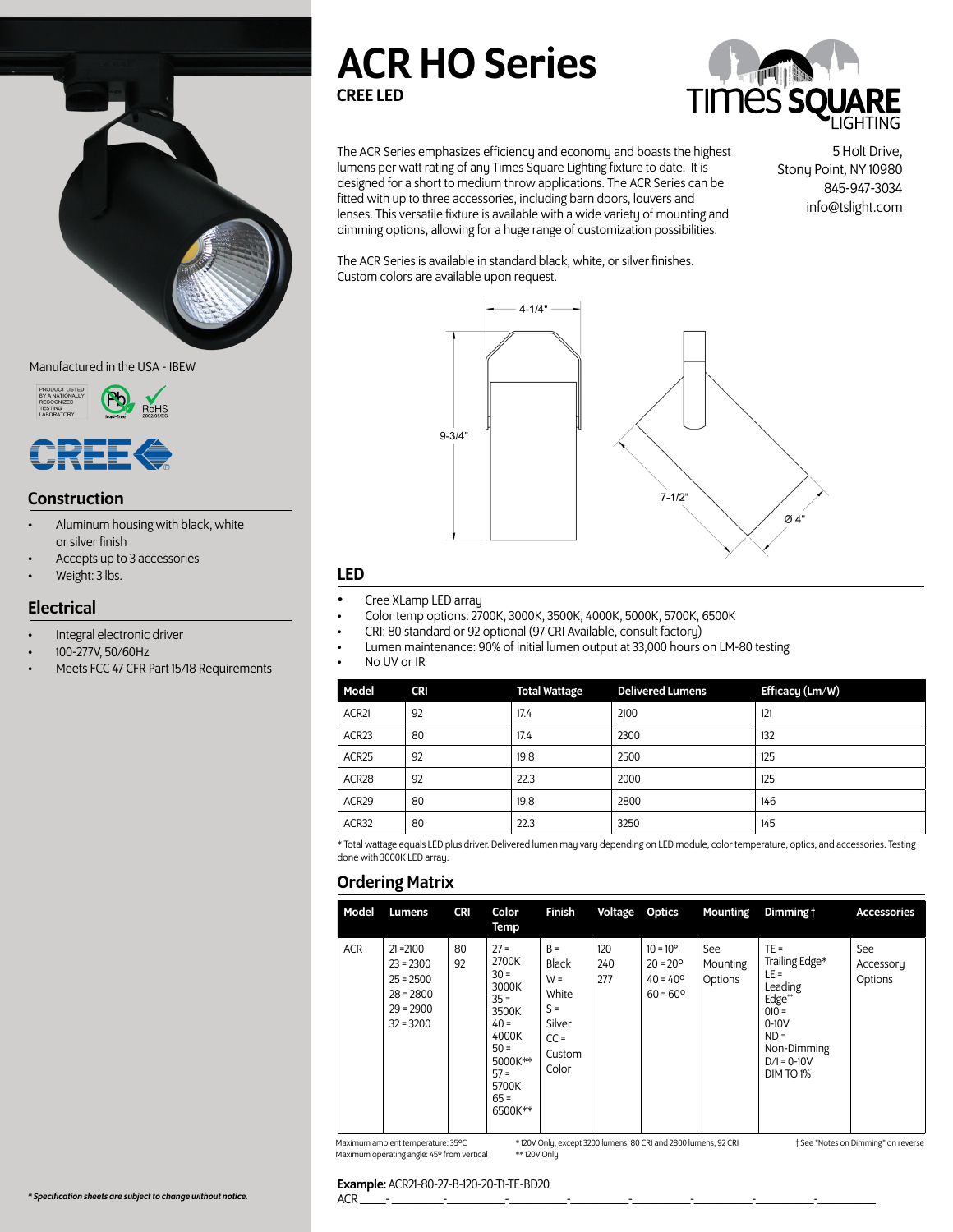# ACR HO Series

**CREE LED**

TIMES SQUARE LIGHTING

The ACR Series emphasizes efficiency and economy and boasts the highest lumens per watt rating of any Times Square Lighting fixture to date. It is designed for a short to medium throw applications. The ACR Series can be fitted with up to three accessories, including barn doors, louvers and lenses. This versatile fixture is available with a wide variety of mounting and dimming options, allowing for a huge range of customization possibilities.

The ACR Series is available in standard black, white, or silver finishes. Custom colors are available upon request.

5 Holt Drive,
Stony Point, NY 10980
845-947-3034
info@tslight.com

4-1/4"
9-3/4"
7-1/2"
Ø 4"

Manufactured in the USA - IBEW

PRODUCT LISTED BY A NATIONALLY RECOGNIZED TESTING LABORATORY

lead-free

RoHS 2002/95/EC

## Construction

- Aluminum housing with black, white or silver finish
- Accepts up to 3 accessories
- Weight: 3 lbs.

## Electrical

- Integral electronic driver
- 100-277V, 50/60Hz
- Meets FCC 47 CFR Part 15/18 Requirements

## LED

- Cree XLamp LED array
- Color temp options: 2700K, 3000K, 3500K, 4000K, 5000K, 5700K, 6500K
- CRI: 80 standard or 92 optional (97 CRI Available, consult factory)
- Lumen maintenance: 90% of initial lumen output at 33,000 hours on LM-80 testing
- No UV or IR

| Model | CRI | Total Wattage | Delivered Lumens | Efficacy (Lm/W) |
|---|---|---|---|---|
| ACR21 | 92 | 17.4 | 2100 | 121 |
| ACR23 | 80 | 17.4 | 2300 | 132 |
| ACR25 | 92 | 19.8 | 2500 | 125 |
| ACR28 | 92 | 22.3 | 2000 | 125 |
| ACR29 | 80 | 19.8 | 2800 | 146 |
| ACR32 | 80 | 22.3 | 3250 | 145 |

* Total wattage equals LED plus driver. Delivered lumen may vary depending on LED module, color temperature, optics, and accessories. Testing done with 3000K LED array.

## Ordering Matrix

| Model | Lumens | CRI | Color Temp | Finish | Voltage | Optics | Mounting | Dimming † | Accessories |
|---|---|---|---|---|---|---|---|---|---|
| ACR | 21 =2100<br>23 = 2300<br>25 = 2500<br>28 = 2800<br>29 = 2900<br>32 = 3200 | 80<br>92 | 27 = 2700K<br>30 = 3000K<br>35 = 3500K<br>40 = 4000K<br>50 = 5000K**<br>57 = 5700K<br>65 = 6500K** | B = Black<br>W = White<br>S = Silver<br>CC = Custom Color | 120<br>240<br>277 | 10 = 10º<br>20 = 20º<br>40 = 40º<br>60 = 60º | See Mounting Options | TE = Trailing Edge*<br>LE = Leading Edge**<br>010 = 0-10V<br>ND = Non-Dimming<br>D/I = 0-10V DIM TO 1% | See Accessory Options |

Maximum ambient temperature: 35ºC
Maximum operating angle: 45º from vertical

* 120V Only, except 3200 lumens, 80 CRI and 2800 lumens, 92 CRI
** 120V Only

† See "Notes on Dimming" on reverse

**Example:** ACR21-80-27-B-120-20-T1-TE-BD20

ACR \_\_\_\_-\_\_\_\_-\_\_\_\_-\_\_\_\_-\_\_\_\_-\_\_\_\_-\_\_\_\_-\_\_\_\_-\_\_\_\_

***Specification sheets are subject to change without notice.***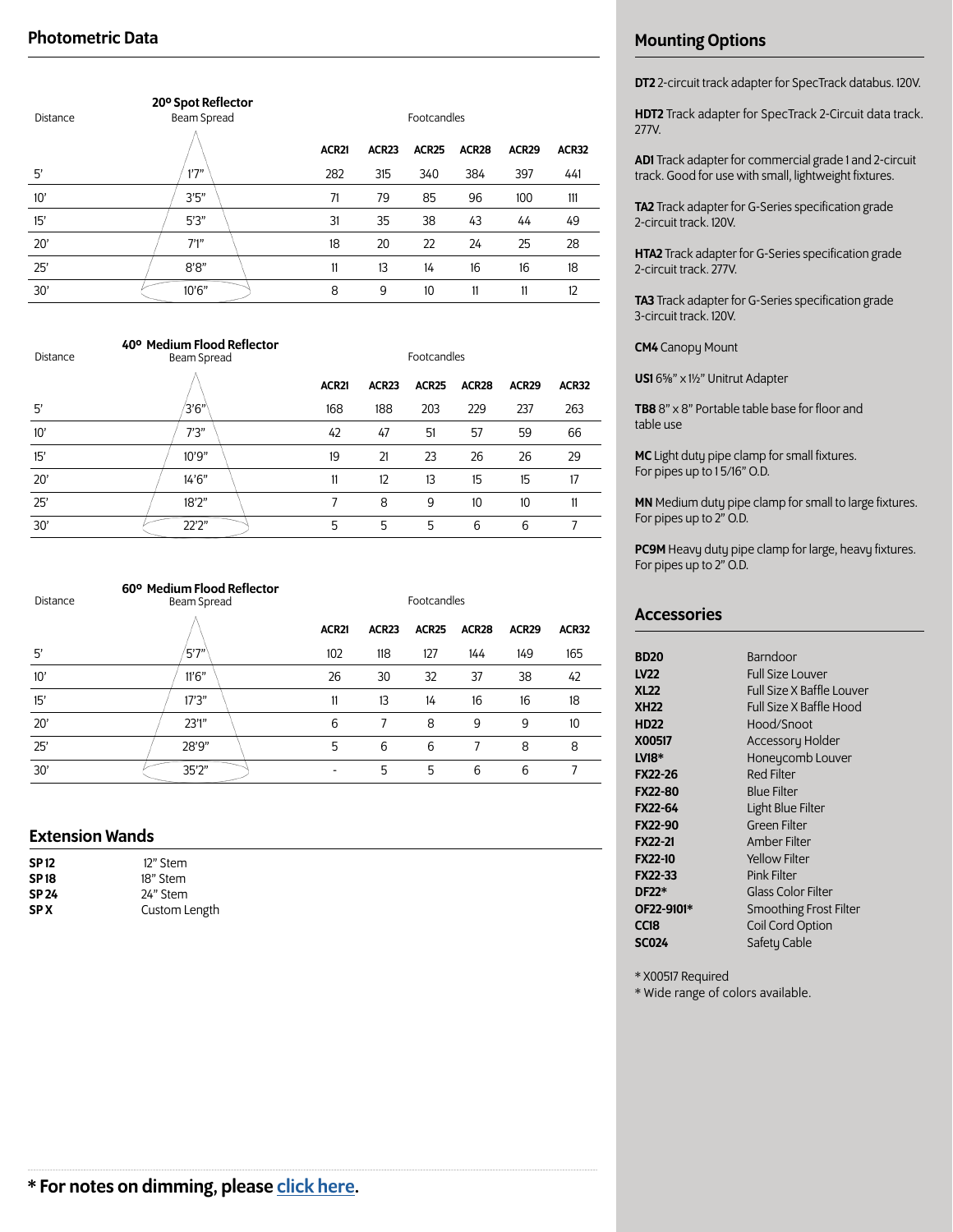## Photometric Data

| Distance | 20º Spot Reflector Beam Spread | ACR21 | ACR23 | ACR25 | ACR28 | ACR29 | ACR32 |
|---|---|---|---|---|---|---|---|
| | | Footcandles | | | | | |
| 5' | 1'7" | 282 | 315 | 340 | 384 | 397 | 441 |
| 10' | 3'5" | 71 | 79 | 85 | 96 | 100 | 111 |
| 15' | 5'3" | 31 | 35 | 38 | 43 | 44 | 49 |
| 20' | 7'1" | 18 | 20 | 22 | 24 | 25 | 28 |
| 25' | 8'8" | 11 | 13 | 14 | 16 | 16 | 18 |
| 30' | 10'6" | 8 | 9 | 10 | 11 | 11 | 12 |

| Distance | 40º Medium Flood Reflector Beam Spread | ACR21 | ACR23 | ACR25 | ACR28 | ACR29 | ACR32 |
|---|---|---|---|---|---|---|---|
| | | Footcandles | | | | | |
| 5' | 3'6" | 168 | 188 | 203 | 229 | 237 | 263 |
| 10' | 7'3" | 42 | 47 | 51 | 57 | 59 | 66 |
| 15' | 10'9" | 19 | 21 | 23 | 26 | 26 | 29 |
| 20' | 14'6" | 11 | 12 | 13 | 15 | 15 | 17 |
| 25' | 18'2" | 7 | 8 | 9 | 10 | 10 | 11 |
| 30' | 22'2" | 5 | 5 | 5 | 6 | 6 | 7 |

| Distance | 60º Medium Flood Reflector Beam Spread | ACR21 | ACR23 | ACR25 | ACR28 | ACR29 | ACR32 |
|---|---|---|---|---|---|---|---|
| | | Footcandles | | | | | |
| 5' | 5'7" | 102 | 118 | 127 | 144 | 149 | 165 |
| 10' | 11'6" | 26 | 30 | 32 | 37 | 38 | 42 |
| 15' | 17'3" | 11 | 13 | 14 | 16 | 16 | 18 |
| 20' | 23'1" | 6 | 7 | 8 | 9 | 9 | 10 |
| 25' | 28'9" | 5 | 6 | 6 | 7 | 8 | 8 |
| 30' | 35'2" | - | 5 | 5 | 6 | 6 | 7 |

## Extension Wands

| | |
|---|---|
| **SP 12** | 12" Stem |
| **SP 18** | 18" Stem |
| **SP 24** | 24" Stem |
| **SP X** | Custom Length |

## Mounting Options

**DT2** 2-circuit track adapter for SpecTrack databus. 120V.

**HDT2** Track adapter for SpecTrack 2-Circuit data track. 277V.

**AD1** Track adapter for commercial grade 1 and 2-circuit track. Good for use with small, lightweight fixtures.

**TA2** Track adapter for G-Series specification grade 2-circuit track. 120V.

**HTA2** Track adapter for G-Series specification grade 2-circuit track. 277V.

**TA3** Track adapter for G-Series specification grade 3-circuit track. 120V.

**CM4** Canopy Mount

**USI** 6⅝" x 1½" Unitrut Adapter

**TB8** 8" x 8" Portable table base for floor and table use

**MC** Light duty pipe clamp for small fixtures. For pipes up to 1 5/16" O.D.

**MN** Medium duty pipe clamp for small to large fixtures. For pipes up to 2" O.D.

**PC9M** Heavy duty pipe clamp for large, heavy fixtures. For pipes up to 2" O.D.

## Accessories

| | |
|---|---|
| **BD20** | Barndoor |
| **LV22** | Full Size Louver |
| **XL22** | Full Size X Baffle Louver |
| **XH22** | Full Size X Baffle Hood |
| **HD22** | Hood/Snoot |
| **X00517** | Accessory Holder |
| **LV18*** | Honeycomb Louver |
| **FX22-26** | Red Filter |
| **FX22-80** | Blue Filter |
| **FX22-64** | Light Blue Filter |
| **FX22-90** | Green Filter |
| **FX22-21** | Amber Filter |
| **FX22-10** | Yellow Filter |
| **FX22-33** | Pink Filter |
| **DF22*** | Glass Color Filter |
| **OF22-9101*** | Smoothing Frost Filter |
| **CC18** | Coil Cord Option |
| **SC024** | Safety Cable |

* X00517 Required
* Wide range of colors available.

**\* For notes on dimming, please click here.**